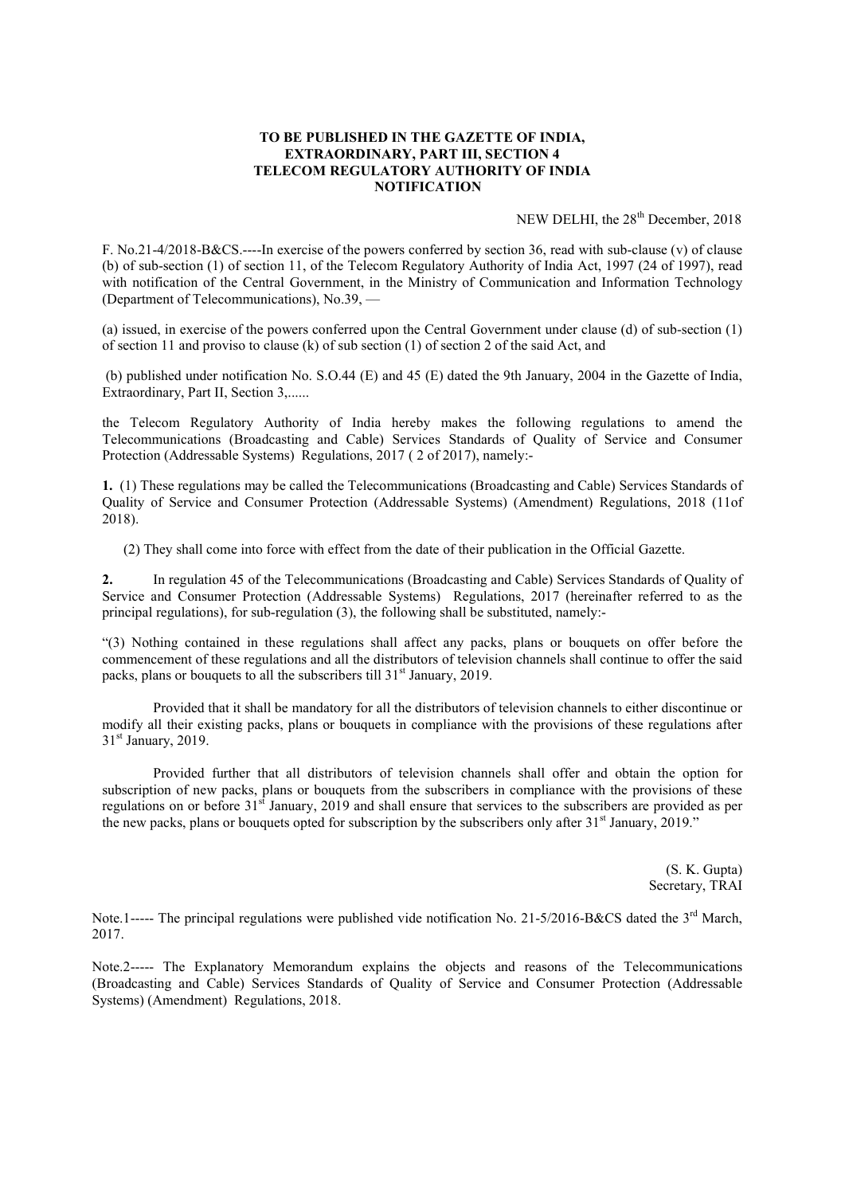**TO BE PUBLISHED IN THE GAZETTE OF INDIA,**
**EXTRAORDINARY, PART III, SECTION 4**
**TELECOM REGULATORY AUTHORITY OF INDIA**
**NOTIFICATION**

NEW DELHI, the 28th December, 2018

F. No.21-4/2018-B&CS.----In exercise of the powers conferred by section 36, read with sub-clause (v) of clause (b) of sub-section (1) of section 11, of the Telecom Regulatory Authority of India Act, 1997 (24 of 1997), read with notification of the Central Government, in the Ministry of Communication and Information Technology (Department of Telecommunications), No.39, —

(a) issued, in exercise of the powers conferred upon the Central Government under clause (d) of sub-section (1) of section 11 and proviso to clause (k) of sub section (1) of section 2 of the said Act, and

(b) published under notification No. S.O.44 (E) and 45 (E) dated the 9th January, 2004 in the Gazette of India, Extraordinary, Part II, Section 3,......

the Telecom Regulatory Authority of India hereby makes the following regulations to amend the Telecommunications (Broadcasting and Cable) Services Standards of Quality of Service and Consumer Protection (Addressable Systems) Regulations, 2017 ( 2 of 2017), namely:-

**1.** (1) These regulations may be called the Telecommunications (Broadcasting and Cable) Services Standards of Quality of Service and Consumer Protection (Addressable Systems) (Amendment) Regulations, 2018 (11of 2018).

(2) They shall come into force with effect from the date of their publication in the Official Gazette.

**2.** In regulation 45 of the Telecommunications (Broadcasting and Cable) Services Standards of Quality of Service and Consumer Protection (Addressable Systems) Regulations, 2017 (hereinafter referred to as the principal regulations), for sub-regulation (3), the following shall be substituted, namely:-

"(3) Nothing contained in these regulations shall affect any packs, plans or bouquets on offer before the commencement of these regulations and all the distributors of television channels shall continue to offer the said packs, plans or bouquets to all the subscribers till 31st January, 2019.

Provided that it shall be mandatory for all the distributors of television channels to either discontinue or modify all their existing packs, plans or bouquets in compliance with the provisions of these regulations after 31st January, 2019.

Provided further that all distributors of television channels shall offer and obtain the option for subscription of new packs, plans or bouquets from the subscribers in compliance with the provisions of these regulations on or before 31st January, 2019 and shall ensure that services to the subscribers are provided as per the new packs, plans or bouquets opted for subscription by the subscribers only after 31st January, 2019."

(S. K. Gupta)
Secretary, TRAI

Note.1----- The principal regulations were published vide notification No. 21-5/2016-B&CS dated the 3rd March, 2017.

Note.2----- The Explanatory Memorandum explains the objects and reasons of the Telecommunications (Broadcasting and Cable) Services Standards of Quality of Service and Consumer Protection (Addressable Systems) (Amendment) Regulations, 2018.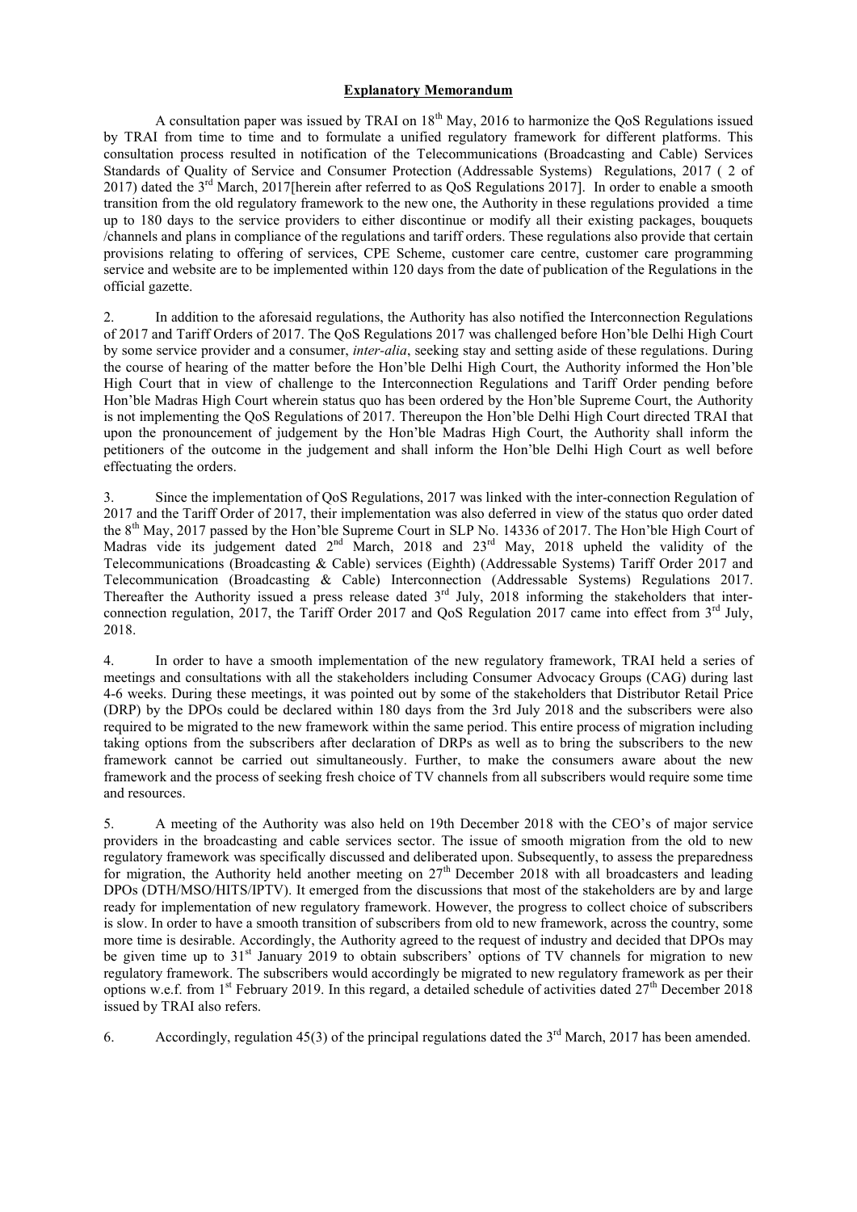## Explanatory Memorandum

A consultation paper was issued by TRAI on 18th May, 2016 to harmonize the QoS Regulations issued by TRAI from time to time and to formulate a unified regulatory framework for different platforms. This consultation process resulted in notification of the Telecommunications (Broadcasting and Cable) Services Standards of Quality of Service and Consumer Protection (Addressable Systems) Regulations, 2017 ( 2 of 2017) dated the 3rd March, 2017[herein after referred to as QoS Regulations 2017]. In order to enable a smooth transition from the old regulatory framework to the new one, the Authority in these regulations provided a time up to 180 days to the service providers to either discontinue or modify all their existing packages, bouquets /channels and plans in compliance of the regulations and tariff orders. These regulations also provide that certain provisions relating to offering of services, CPE Scheme, customer care centre, customer care programming service and website are to be implemented within 120 days from the date of publication of the Regulations in the official gazette.

2. In addition to the aforesaid regulations, the Authority has also notified the Interconnection Regulations of 2017 and Tariff Orders of 2017. The QoS Regulations 2017 was challenged before Hon'ble Delhi High Court by some service provider and a consumer, *inter-alia*, seeking stay and setting aside of these regulations. During the course of hearing of the matter before the Hon'ble Delhi High Court, the Authority informed the Hon'ble High Court that in view of challenge to the Interconnection Regulations and Tariff Order pending before Hon'ble Madras High Court wherein status quo has been ordered by the Hon'ble Supreme Court, the Authority is not implementing the QoS Regulations of 2017. Thereupon the Hon'ble Delhi High Court directed TRAI that upon the pronouncement of judgement by the Hon'ble Madras High Court, the Authority shall inform the petitioners of the outcome in the judgement and shall inform the Hon'ble Delhi High Court as well before effectuating the orders.

3. Since the implementation of QoS Regulations, 2017 was linked with the inter-connection Regulation of 2017 and the Tariff Order of 2017, their implementation was also deferred in view of the status quo order dated the 8th May, 2017 passed by the Hon'ble Supreme Court in SLP No. 14336 of 2017. The Hon'ble High Court of Madras vide its judgement dated 2nd March, 2018 and 23rd May, 2018 upheld the validity of the Telecommunications (Broadcasting & Cable) services (Eighth) (Addressable Systems) Tariff Order 2017 and Telecommunication (Broadcasting & Cable) Interconnection (Addressable Systems) Regulations 2017. Thereafter the Authority issued a press release dated 3rd July, 2018 informing the stakeholders that inter-connection regulation, 2017, the Tariff Order 2017 and QoS Regulation 2017 came into effect from 3rd July, 2018.

4. In order to have a smooth implementation of the new regulatory framework, TRAI held a series of meetings and consultations with all the stakeholders including Consumer Advocacy Groups (CAG) during last 4-6 weeks. During these meetings, it was pointed out by some of the stakeholders that Distributor Retail Price (DRP) by the DPOs could be declared within 180 days from the 3rd July 2018 and the subscribers were also required to be migrated to the new framework within the same period. This entire process of migration including taking options from the subscribers after declaration of DRPs as well as to bring the subscribers to the new framework cannot be carried out simultaneously. Further, to make the consumers aware about the new framework and the process of seeking fresh choice of TV channels from all subscribers would require some time and resources.

5. A meeting of the Authority was also held on 19th December 2018 with the CEO's of major service providers in the broadcasting and cable services sector. The issue of smooth migration from the old to new regulatory framework was specifically discussed and deliberated upon. Subsequently, to assess the preparedness for migration, the Authority held another meeting on 27th December 2018 with all broadcasters and leading DPOs (DTH/MSO/HITS/IPTV). It emerged from the discussions that most of the stakeholders are by and large ready for implementation of new regulatory framework. However, the progress to collect choice of subscribers is slow. In order to have a smooth transition of subscribers from old to new framework, across the country, some more time is desirable. Accordingly, the Authority agreed to the request of industry and decided that DPOs may be given time up to 31st January 2019 to obtain subscribers' options of TV channels for migration to new regulatory framework. The subscribers would accordingly be migrated to new regulatory framework as per their options w.e.f. from 1st February 2019. In this regard, a detailed schedule of activities dated 27th December 2018 issued by TRAI also refers.

6. Accordingly, regulation 45(3) of the principal regulations dated the 3rd March, 2017 has been amended.